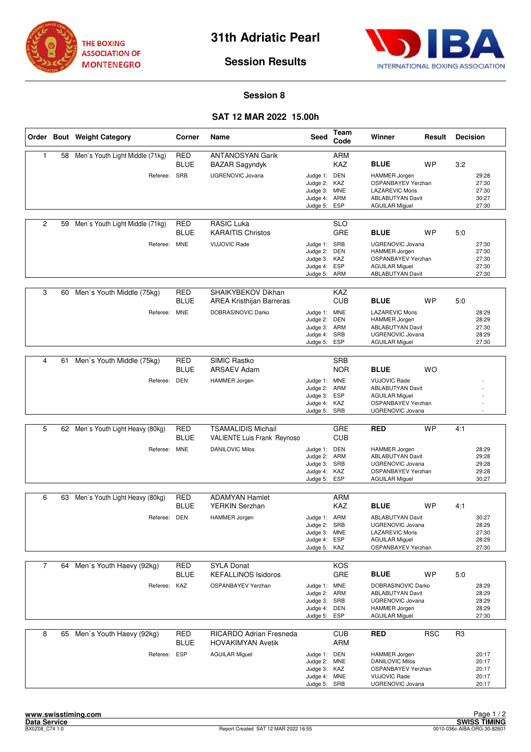# 31th Adriatic Pearl

## Session Results

THE BOXING ASSOCIATION OF MONTENEGRO

IBA INTERNATIONAL BOXING ASSOCIATION

### Session 8

### SAT 12 MAR 2022 15.00h

| Order | Bout | Weight Category | Corner | Name | Seed | Team Code | Winner | Result | Decision |
|---|---|---|---|---|---|---|---|---|---|
| 1 | 58 | Men`s Youth Light Middle (71kg) | RED | ANTANOSYAN Garik | | ARM | | | |
| | | | BLUE | BAZAR Sagyndyk | | KAZ | **BLUE** | WP | 3:2 |
| | | Referee: | SRB | UGRENOVIC Jovana | Judge 1: | DEN | HAMMER Jorgen | | 29:28 |
| | | | | | Judge 2: | KAZ | OSPANBAYEV Yerzhan | | 27:30 |
| | | | | | Judge 3: | MNE | LAZAREVIC Moris | | 27:30 |
| | | | | | Judge 4: | ARM | ABLABUTYAN Davit | | 30:27 |
| | | | | | Judge 5: | ESP | AGUILAR Miguel | | 27:30 |
| 2 | 59 | Men`s Youth Light Middle (71kg) | RED | RASIC Luka | | SLO | | | |
| | | | BLUE | KARAITIS Christos | | GRE | **BLUE** | WP | 5:0 |
| | | Referee: | MNE | VUJOVIC Rade | Judge 1: | SRB | UGRENOVIC Jovana | | 27:30 |
| | | | | | Judge 2: | DEN | HAMMER Jorgen | | 27:30 |
| | | | | | Judge 3: | KAZ | OSPANBAYEV Yerzhan | | 27:30 |
| | | | | | Judge 4: | ESP | AGUILAR Miguel | | 27:30 |
| | | | | | Judge 5: | ARM | ABLABUTYAN Davit | | 27:30 |
| 3 | 60 | Men`s Youth Middle (75kg) | RED | SHAIKYBEKOV Dikhan | | KAZ | | | |
| | | | BLUE | AREA Kristhijan Barreras | | CUB | **BLUE** | WP | 5:0 |
| | | Referee: | MNE | DOBRASINOVIC Darko | Judge 1: | MNE | LAZAREVIC Moris | | 28:29 |
| | | | | | Judge 2: | DEN | HAMMER Jorgen | | 28:29 |
| | | | | | Judge 3: | ARM | ABLABUTYAN Davit | | 27:30 |
| | | | | | Judge 4: | SRB | UGRENOVIC Jovana | | 28:29 |
| | | | | | Judge 5: | ESP | AGUILAR Miguel | | 27:30 |
| 4 | 61 | Men`s Youth Middle (75kg) | RED | SIMIC Rastko | | SRB | | | |
| | | | BLUE | ARSAEV Adam | | NOR | **BLUE** | WO | |
| | | Referee: | DEN | HAMMER Jorgen | Judge 1: | MNE | VUJOVIC Rade | | - |
| | | | | | Judge 2: | ARM | ABLABUTYAN Davit | | - |
| | | | | | Judge 3: | ESP | AGUILAR Miguel | | - |
| | | | | | Judge 4: | KAZ | OSPANBAYEV Yerzhan | | - |
| | | | | | Judge 5: | SRB | UGRENOVIC Jovana | | - |
| 5 | 62 | Men`s Youth Light Heavy (80kg) | RED | TSAMALIDIS Michail | | GRE | **RED** | WP | 4:1 |
| | | | BLUE | VALIENTE Luis Frank Reynoso | | CUB | | | |
| | | Referee: | MNE | DANILOVIC Milos | Judge 1: | DEN | HAMMER Jorgen | | 28:29 |
| | | | | | Judge 2: | ARM | ABLABUTYAN Davit | | 29:28 |
| | | | | | Judge 3: | SRB | UGRENOVIC Jovana | | 29:28 |
| | | | | | Judge 4: | KAZ | OSPANBAYEV Yerzhan | | 29:28 |
| | | | | | Judge 5: | ESP | AGUILAR Miguel | | 30:27 |
| 6 | 63 | Men`s Youth Light Heavy (80kg) | RED | ADAMYAN Hamlet | | ARM | | | |
| | | | BLUE | YERKIN Serzhan | | KAZ | **BLUE** | WP | 4:1 |
| | | Referee: | DEN | HAMMER Jorgen | Judge 1: | ARM | ABLABUTYAN Davit | | 30:27 |
| | | | | | Judge 2: | SRB | UGRENOVIC Jovana | | 28:29 |
| | | | | | Judge 3: | MNE | LAZAREVIC Moris | | 27:30 |
| | | | | | Judge 4: | ESP | AGUILAR Miguel | | 28:29 |
| | | | | | Judge 5: | KAZ | OSPANBAYEV Yerzhan | | 27:30 |
| 7 | 64 | Men`s Youth Haevy (92kg) | RED | SYLA Donat | | KOS | | | |
| | | | BLUE | KEFALLINOS Isidoros | | GRE | **BLUE** | WP | 5:0 |
| | | Referee: | KAZ | OSPANBAYEV Yerzhan | Judge 1: | MNE | DOBRASINOVIC Darko | | 28:29 |
| | | | | | Judge 2: | ARM | ABLABUTYAN Davit | | 28:29 |
| | | | | | Judge 3: | SRB | UGRENOVIC Jovana | | 28:29 |
| | | | | | Judge 4: | DEN | HAMMER Jorgen | | 28:29 |
| | | | | | Judge 5: | ESP | AGUILAR Miguel | | 27:30 |
| 8 | 65 | Men`s Youth Haevy (92kg) | RED | RICARDO Adrian Fresneda | | CUB | **RED** | RSC | R3 |
| | | | BLUE | HOVAKIMYAN Avetik | | ARM | | | |
| | | Referee: | ESP | AGUILAR Miguel | Judge 1: | DEN | HAMMER Jorgen | | 20:17 |
| | | | | | Judge 2: | MNE | DANILOVIC Milos | | 20:17 |
| | | | | | Judge 3: | KAZ | OSPANBAYEV Yerzhan | | 20:17 |
| | | | | | Judge 4: | MNE | VUJOVIC Rade | | 20:17 |
| | | | | | Judge 5: | SRB | UGRENOVIC Jovana | | 20:17 |

www.swisstiming.com
Data Service
BX0Z08_C74 1.0

Report Created SAT 12 MAR 2022 16:55

SWISS TIMING
0010-036c-AIBA.ORG-30-82601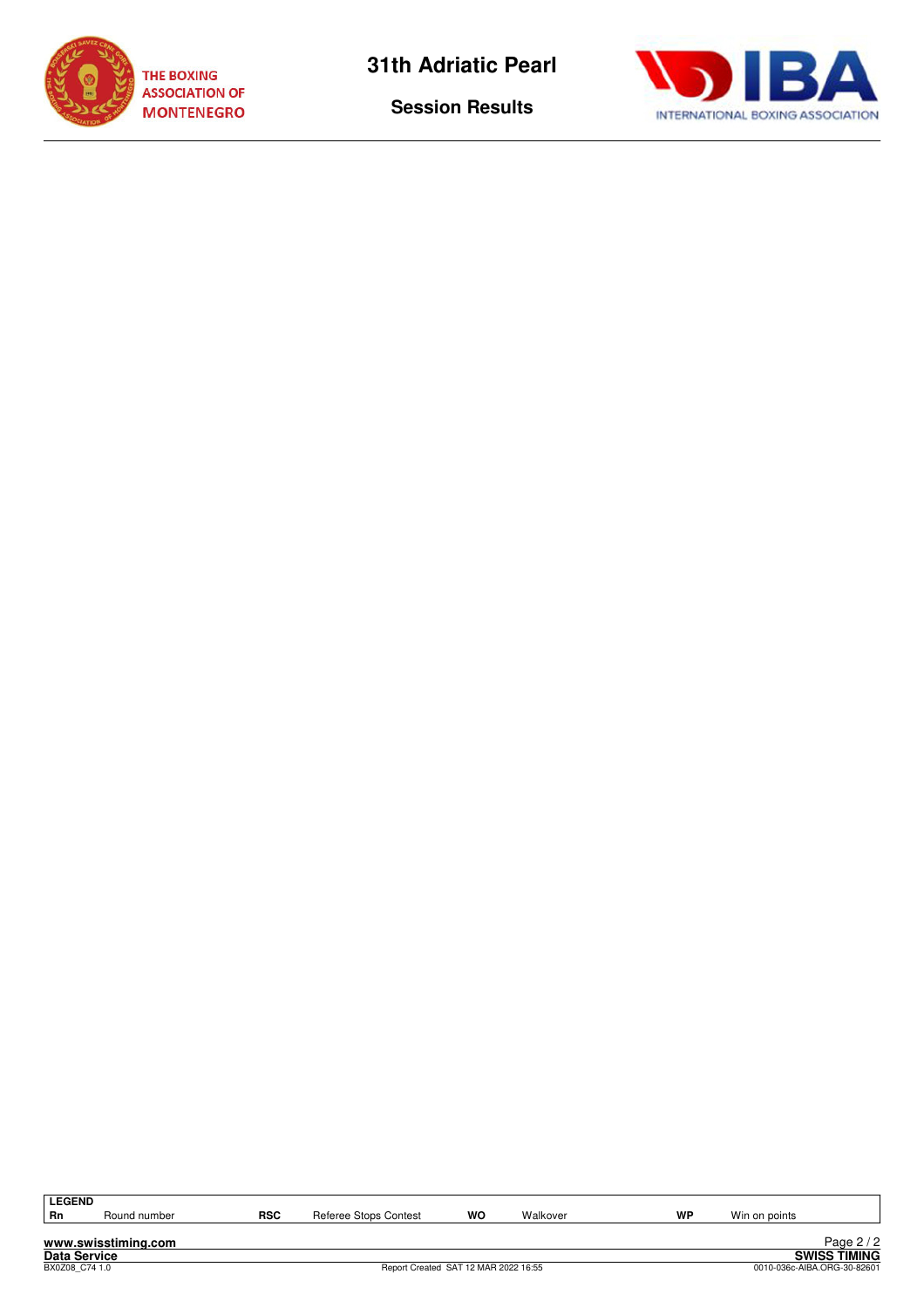**LEGEND**

| | | | | | | | |
|---|---|---|---|---|---|---|---|
| **Rn** | Round number | **RSC** | Referee Stops Contest | **WO** | Walkover | **WP** | Win on points |